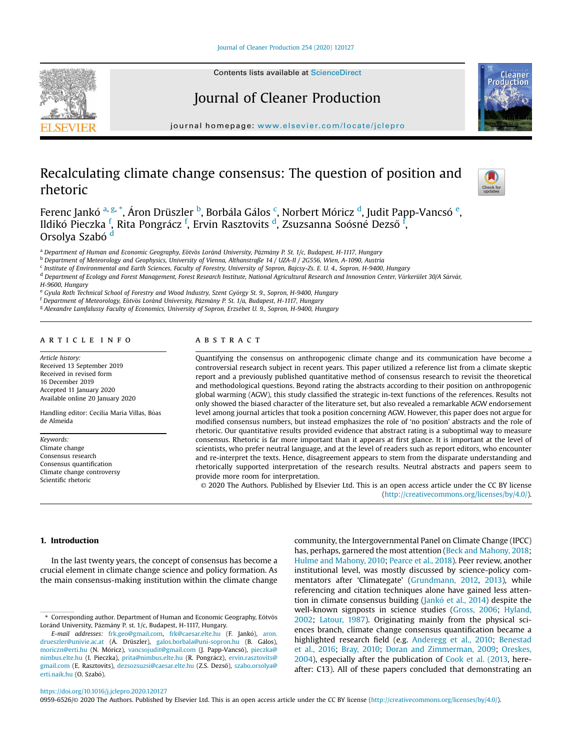# Recalculating climate change consensus: The question of position and rhetoric

Ferenc Jankó [a, g, *], Áron Drüszler [b], Borbála Gálos [c], Norbert Móricz [d], Judit Papp-Vancsó [e], Ildikó Pieczka [f], Rita Pongrácz [f], Ervin Rasztovits [d], Zsuzsanna Soósné Dezső [f], Orsolya Szabó [d]

[a] Department of Human and Economic Geography, Eötvös Loránd University, Pázmány P. St. 1/c, Budapest, H-1117, Hungary
[b] Department of Meteorology and Geophysics, University of Vienna, Althanstraße 14 / UZA-II / 2G556, Wien, A-1090, Austria
[c] Institute of Environmental and Earth Sciences, Faculty of Forestry, University of Sopron, Bajcsy-Zs. E. U. 4., Sopron, H-9400, Hungary
[d] Department of Ecology and Forest Management, Forest Research Institute, National Agricultural Research and Innovation Center, Várkerület 30/A Sárvár, H-9600, Hungary
[e] Gyula Roth Technical School of Forestry and Wood Industry, Szent György St. 9., Sopron, H-9400, Hungary
[f] Department of Meteorology, Eötvös Loránd University, Pázmány P. St. 1/a, Budapest, H-1117, Hungary
[g] Alexandre Lamfalussy Faculty of Economics, University of Sopron, Erzsébet U. 9., Sopron, H-9400, Hungary

## ARTICLE INFO

*Article history:*
Received 13 September 2019
Received in revised form
16 December 2019
Accepted 11 January 2020
Available online 20 January 2020

Handling editor: Cecilia Maria Villas, Bôas de Almeida

*Keywords:*
Climate change
Consensus research
Consensus quantification
Climate change controversy
Scientific rhetoric

## ABSTRACT

Quantifying the consensus on anthropogenic climate change and its communication have become a controversial research subject in recent years. This paper utilized a reference list from a climate skeptic report and a previously published quantitative method of consensus research to revisit the theoretical and methodological questions. Beyond rating the abstracts according to their position on anthropogenic global warming (AGW), this study classified the strategic in-text functions of the references. Results not only showed the biased character of the literature set, but also revealed a remarkable AGW endorsement level among journal articles that took a position concerning AGW. However, this paper does not argue for modified consensus numbers, but instead emphasizes the role of 'no position' abstracts and the role of rhetoric. Our quantitative results provided evidence that abstract rating is a suboptimal way to measure consensus. Rhetoric is far more important than it appears at first glance. It is important at the level of scientists, who prefer neutral language, and at the level of readers such as report editors, who encounter and re-interpret the texts. Hence, disagreement appears to stem from the disparate understanding and rhetorically supported interpretation of the research results. Neutral abstracts and papers seem to provide more room for interpretation.

© 2020 The Authors. Published by Elsevier Ltd. This is an open access article under the CC BY license (http://creativecommons.org/licenses/by/4.0/).

## 1. Introduction

In the last twenty years, the concept of consensus has become a crucial element in climate change science and policy formation. As the main consensus-making institution within the climate change community, the Intergovernmental Panel on Climate Change (IPCC) has, perhaps, garnered the most attention (Beck and Mahony, 2018; Hulme and Mahony, 2010; Pearce et al., 2018). Peer review, another institutional level, was mostly discussed by science-policy commentators after 'Climategate' (Grundmann, 2012, 2013), while referencing and citation techniques alone have gained less attention in climate consensus building (Jankó et al., 2014) despite the well-known signposts in science studies (Gross, 2006; Hyland, 2002; Latour, 1987). Originating mainly from the physical sciences branch, climate change consensus quantification became a highlighted research field (e.g. Anderegg et al., 2010; Benestad et al., 2016; Bray, 2010; Doran and Zimmerman, 2009; Oreskes, 2004), especially after the publication of Cook et al. (2013, hereafter: C13). All of these papers concluded that demonstrating an

* Corresponding author. Department of Human and Economic Geography, Eötvös Loránd University, Pázmány P. st. 1/c, Budapest, H-1117, Hungary.

*E-mail addresses:* frk.geo@gmail.com, frk@caesar.elte.hu (F. Jankó), aron.drueszler@univie.ac.at (Á. Drüszler), galos.borbala@uni-sopron.hu (B. Gálos), moriczn@erti.hu (N. Móricz), vancsojudit@gmail.com (J. Papp-Vancsó), pieczka@nimbus.elte.hu (I. Pieczka), prita@nimbus.elte.hu (R. Pongrácz), ervin.rasztovits@gmail.com (E. Rasztovits), dezsozsuzsi@caesar.elte.hu (Z.S. Dezső), szabo.orsolya@erti.naik.hu (O. Szabó).

https://doi.org/10.1016/j.jclepro.2020.120127
0959-6526/© 2020 The Authors. Published by Elsevier Ltd. This is an open access article under the CC BY license (http://creativecommons.org/licenses/by/4.0/).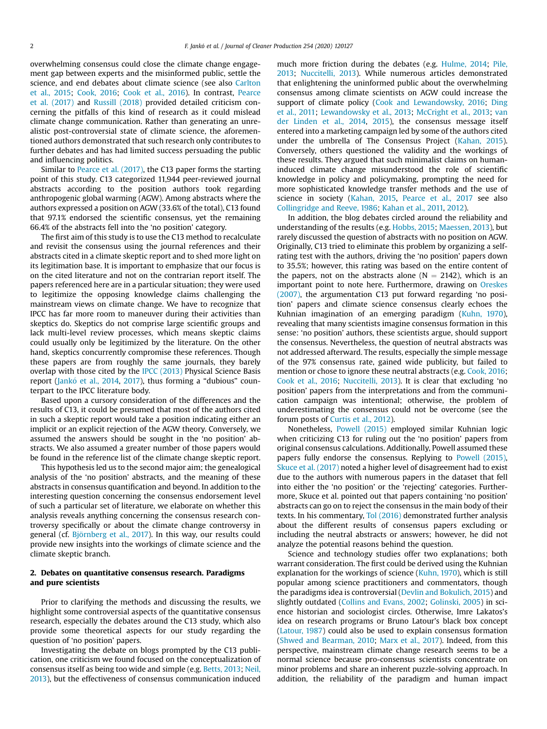overwhelming consensus could close the climate change engagement gap between experts and the misinformed public, settle the science, and end debates about climate science (see also Carlton et al., 2015; Cook, 2016; Cook et al., 2016). In contrast, Pearce et al. (2017) and Russill (2018) provided detailed criticism concerning the pitfalls of this kind of research as it could mislead climate change communication. Rather than generating an unrealistic post-controversial state of climate science, the aforementioned authors demonstrated that such research only contributes to further debates and has had limited success persuading the public and influencing politics.

Similar to Pearce et al. (2017), the C13 paper forms the starting point of this study. C13 categorized 11,944 peer-reviewed journal abstracts according to the position authors took regarding anthropogenic global warming (AGW). Among abstracts where the authors expressed a position on AGW (33.6% of the total), C13 found that 97.1% endorsed the scientific consensus, yet the remaining 66.4% of the abstracts fell into the 'no position' category.

The first aim of this study is to use the C13 method to recalculate and revisit the consensus using the journal references and their abstracts cited in a climate skeptic report and to shed more light on its legitimation base. It is important to emphasize that our focus is on the cited literature and not on the contrarian report itself. The papers referenced here are in a particular situation; they were used to legitimize the opposing knowledge claims challenging the mainstream views on climate change. We have to recognize that IPCC has far more room to maneuver during their activities than skeptics do. Skeptics do not comprise large scientific groups and lack multi-level review processes, which means skeptic claims could usually only be legitimized by the literature. On the other hand, skeptics concurrently compromise these references. Though these papers are from roughly the same journals, they barely overlap with those cited by the IPCC (2013) Physical Science Basis report (Jankó et al., 2014, 2017), thus forming a "dubious" counterpart to the IPCC literature body.

Based upon a cursory consideration of the differences and the results of C13, it could be presumed that most of the authors cited in such a skeptic report would take a position indicating either an implicit or an explicit rejection of the AGW theory. Conversely, we assumed the answers should be sought in the 'no position' abstracts. We also assumed a greater number of those papers would be found in the reference list of the climate change skeptic report.

This hypothesis led us to the second major aim; the genealogical analysis of the 'no position' abstracts, and the meaning of these abstracts in consensus quantification and beyond. In addition to the interesting question concerning the consensus endorsement level of such a particular set of literature, we elaborate on whether this analysis reveals anything concerning the consensus research controversy specifically or about the climate change controversy in general (cf. Björnberg et al., 2017). In this way, our results could provide new insights into the workings of climate science and the climate skeptic branch.

## 2. Debates on quantitative consensus research. Paradigms and pure scientists

Prior to clarifying the methods and discussing the results, we highlight some controversial aspects of the quantitative consensus research, especially the debates around the C13 study, which also provide some theoretical aspects for our study regarding the question of 'no position' papers.

Investigating the debate on blogs prompted by the C13 publication, one criticism we found focused on the conceptualization of consensus itself as being too wide and simple (e.g. Betts, 2013; Neil, 2013), but the effectiveness of consensus communication induced much more friction during the debates (e.g. Hulme, 2014; Pile, 2013; Nuccitelli, 2013). While numerous articles demonstrated that enlightening the uninformed public about the overwhelming consensus among climate scientists on AGW could increase the support of climate policy (Cook and Lewandowsky, 2016; Ding et al., 2011; Lewandowsky et al., 2013; McCright et al., 2013; van der Linden et al., 2014, 2015), the consensus message itself entered into a marketing campaign led by some of the authors cited under the umbrella of The Consensus Project (Kahan, 2015). Conversely, others questioned the validity and the workings of these results. They argued that such minimalist claims on human-induced climate change misunderstood the role of scientific knowledge in policy and policymaking, prompting the need for more sophisticated knowledge transfer methods and the use of science in society (Kahan, 2015, Pearce et al., 2017 see also Collingridge and Reeve, 1986; Kahan et al., 2011, 2012).

In addition, the blog debates circled around the reliability and understanding of the results (e.g. Hobbs, 2015; Maessen, 2013), but rarely discussed the question of abstracts with no position on AGW. Originally, C13 tried to eliminate this problem by organizing a self-rating test with the authors, driving the 'no position' papers down to 35.5%; however, this rating was based on the entire content of the papers, not on the abstracts alone ($N = 2142$), which is an important point to note here. Furthermore, drawing on Oreskes (2007), the argumentation C13 put forward regarding 'no position' papers and climate science consensus clearly echoes the Kuhnian imagination of an emerging paradigm (Kuhn, 1970), revealing that many scientists imagine consensus formation in this sense: 'no position' authors, these scientists argue, should support the consensus. Nevertheless, the question of neutral abstracts was not addressed afterward. The results, especially the simple message of the 97% consensus rate, gained wide publicity, but failed to mention or chose to ignore these neutral abstracts (e.g. Cook, 2016; Cook et al., 2016; Nuccitelli, 2013). It is clear that excluding 'no position' papers from the interpretations and from the communication campaign was intentional; otherwise, the problem of underestimating the consensus could not be overcome (see the forum posts of Curtis et al., 2012).

Nonetheless, Powell (2015) employed similar Kuhnian logic when criticizing C13 for ruling out the 'no position' papers from original consensus calculations. Additionally, Powell assumed these papers fully endorse the consensus. Replying to Powell (2015), Skuce et al. (2017) noted a higher level of disagreement had to exist due to the authors with numerous papers in the dataset that fell into either the 'no position' or the 'rejecting' categories. Furthermore, Skuce et al. pointed out that papers containing 'no position' abstracts can go on to reject the consensus in the main body of their texts. In his commentary, Tol (2016) demonstrated further analysis about the different results of consensus papers excluding or including the neutral abstracts or answers; however, he did not analyze the potential reasons behind the question.

Science and technology studies offer two explanations; both warrant consideration. The first could be derived using the Kuhnian explanation for the workings of science (Kuhn, 1970), which is still popular among science practitioners and commentators, though the paradigms idea is controversial (Devlin and Bokulich, 2015) and slightly outdated (Collins and Evans, 2002; Golinski, 2005) in science historian and sociologist circles. Otherwise, Imre Lakatos's idea on research programs or Bruno Latour's black box concept (Latour, 1987) could also be used to explain consensus formation (Shwed and Bearman, 2010; Marx et al., 2017). Indeed, from this perspective, mainstream climate change research seems to be a normal science because pro-consensus scientists concentrate on minor problems and share an inherent puzzle-solving approach. In addition, the reliability of the paradigm and human impact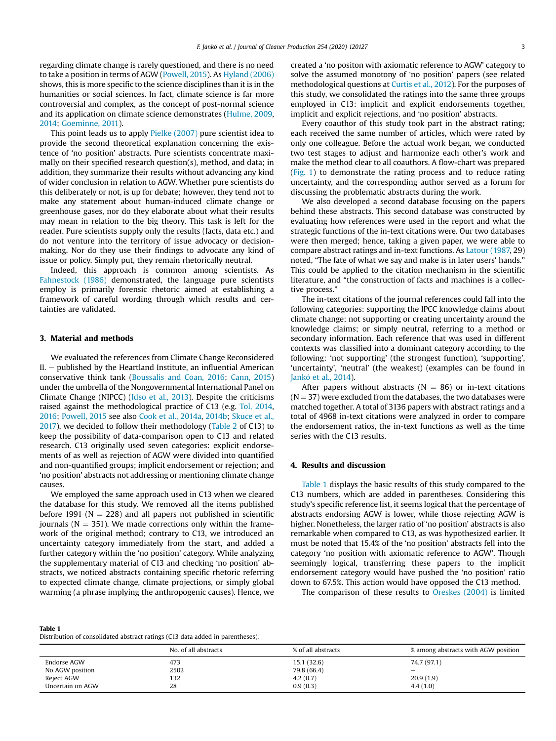regarding climate change is rarely questioned, and there is no need to take a position in terms of AGW (Powell, 2015). As Hyland (2006) shows, this is more specific to the science disciplines than it is in the humanities or social sciences. In fact, climate science is far more controversial and complex, as the concept of post-normal science and its application on climate science demonstrates (Hulme, 2009, 2014; Goeminne, 2011).

This point leads us to apply Pielke (2007) pure scientist idea to provide the second theoretical explanation concerning the existence of 'no position' abstracts. Pure scientists concentrate maximally on their specified research question(s), method, and data; in addition, they summarize their results without advancing any kind of wider conclusion in relation to AGW. Whether pure scientists do this deliberately or not, is up for debate; however, they tend not to make any statement about human-induced climate change or greenhouse gases, nor do they elaborate about what their results may mean in relation to the big theory. This task is left for the reader. Pure scientists supply only the results (facts, data etc.) and do not venture into the territory of issue advocacy or decision-making. Nor do they use their findings to advocate any kind of issue or policy. Simply put, they remain rhetorically neutral.

Indeed, this approach is common among scientists. As Fahnestock (1986) demonstrated, the language pure scientists employ is primarily forensic rhetoric aimed at establishing a framework of careful wording through which results and certainties are validated.

## 3. Material and methods

We evaluated the references from Climate Change Reconsidered II. – published by the Heartland Institute, an influential American conservative think tank (Boussalis and Coan, 2016; Cann, 2015) under the umbrella of the Nongovernmental International Panel on Climate Change (NIPCC) (Idso et al., 2013). Despite the criticisms raised against the methodological practice of C13 (e.g. Tol, 2014, 2016; Powell, 2015 see also Cook et al., 2014a, 2014b; Skuce et al., 2017), we decided to follow their methodology (Table 2 of C13) to keep the possibility of data-comparison open to C13 and related research. C13 originally used seven categories: explicit endorsements as well as rejection of AGW were divided into quantified and non-quantified groups; implicit endorsement or rejection; and 'no position' abstracts not addressing or mentioning climate change causes.

We employed the same approach used in C13 when we cleared the database for this study. We removed all the items published before 1991 (N = 228) and all papers not published in scientific journals (N = 351). We made corrections only within the framework of the original method; contrary to C13, we introduced an uncertainty category immediately from the start, and added a further category within the 'no position' category. While analyzing the supplementary material of C13 and checking 'no position' abstracts, we noticed abstracts containing specific rhetoric referring to expected climate change, climate projections, or simply global warming (a phrase implying the anthropogenic causes). Hence, we created a 'no positon with axiomatic reference to AGW' category to solve the assumed monotony of 'no position' papers (see related methodological questions at Curtis et al., 2012). For the purposes of this study, we consolidated the ratings into the same three groups employed in C13: implicit and explicit endorsements together, implicit and explicit rejections, and 'no position' abstracts.

Every coauthor of this study took part in the abstract rating; each received the same number of articles, which were rated by only one colleague. Before the actual work began, we conducted two test stages to adjust and harmonize each other's work and make the method clear to all coauthors. A flow-chart was prepared (Fig. 1) to demonstrate the rating process and to reduce rating uncertainty, and the corresponding author served as a forum for discussing the problematic abstracts during the work.

We also developed a second database focusing on the papers behind these abstracts. This second database was constructed by evaluating how references were used in the report and what the strategic functions of the in-text citations were. Our two databases were then merged; hence, taking a given paper, we were able to compare abstract ratings and in-text functions. As Latour (1987, 29) noted, "The fate of what we say and make is in later users' hands." This could be applied to the citation mechanism in the scientific literature, and "the construction of facts and machines is a collective process."

The in-text citations of the journal references could fall into the following categories: supporting the IPCC knowledge claims about climate change; not supporting or creating uncertainty around the knowledge claims; or simply neutral, referring to a method or secondary information. Each reference that was used in different contexts was classified into a dominant category according to the following: 'not supporting' (the strongest function), 'supporting', 'uncertainty', 'neutral' (the weakest) (examples can be found in Jankó et al., 2014).

After papers without abstracts (N = 86) or in-text citations (N = 37) were excluded from the databases, the two databases were matched together. A total of 3136 papers with abstract ratings and a total of 4968 in-text citations were analyzed in order to compare the endorsement ratios, the in-text functions as well as the time series with the C13 results.

## 4. Results and discussion

Table 1 displays the basic results of this study compared to the C13 numbers, which are added in parentheses. Considering this study's specific reference list, it seems logical that the percentage of abstracts endorsing AGW is lower, while those rejecting AGW is higher. Nonetheless, the larger ratio of 'no position' abstracts is also remarkable when compared to C13, as was hypothesized earlier. It must be noted that 15.4% of the 'no position' abstracts fell into the category 'no position with axiomatic reference to AGW'. Though seemingly logical, transferring these papers to the implicit endorsement category would have pushed the 'no position' ratio down to 67.5%. This action would have opposed the C13 method.

The comparison of these results to Oreskes (2004) is limited

**Table 1**
Distribution of consolidated abstract ratings (C13 data added in parentheses).

| | No. of all abstracts | % of all abstracts | % among abstracts with AGW position |
|---|---|---|---|
| Endorse AGW | 473 | 15.1 (32.6) | 74.7 (97.1) |
| No AGW position | 2502 | 79.8 (66.4) | – |
| Reject AGW | 132 | 4.2 (0.7) | 20.9 (1.9) |
| Uncertain on AGW | 28 | 0.9 (0.3) | 4.4 (1.0) |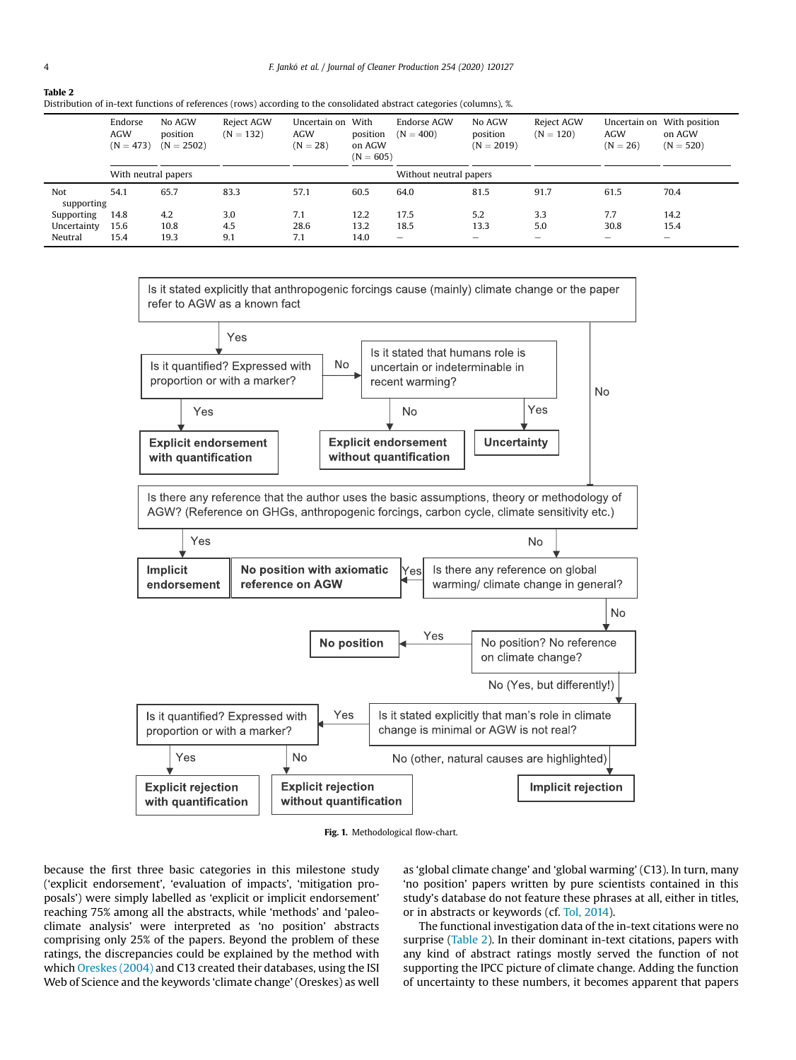**Table 2**
Distribution of in-text functions of references (rows) according to the consolidated abstract categories (columns), %.

| | Endorse AGW (N = 473) | No AGW position (N = 2502) | Reject AGW (N = 132) | Uncertain on AGW (N = 28) | With position on AGW (N = 605) | Endorse AGW (N = 400) | No AGW position (N = 2019) | Reject AGW (N = 120) | Uncertain on AGW (N = 26) | With position on AGW (N = 520) |
|---|---|---|---|---|---|---|---|---|---|---|
| | With neutral papers | | | | | Without neutral papers | | | | |
| Not supporting | 54.1 | 65.7 | 83.3 | 57.1 | 60.5 | 64.0 | 81.5 | 91.7 | 61.5 | 70.4 |
| Supporting | 14.8 | 4.2 | 3.0 | 7.1 | 12.2 | 17.5 | 5.2 | 3.3 | 7.7 | 14.2 |
| Uncertainty | 15.6 | 10.8 | 4.5 | 28.6 | 13.2 | 18.5 | 13.3 | 5.0 | 30.8 | 15.4 |
| Neutral | 15.4 | 19.3 | 9.1 | 7.1 | 14.0 | – | – | – | – | – |

Is it stated explicitly that anthropogenic forcings cause (mainly) climate change or the paper refer to AGW as a known fact

- Yes → Is it quantified? Expressed with proportion or with a marker?
  - Yes → **Explicit endorsement with quantification**
  - No → Is it stated that humans role is uncertain or indeterminable in recent warming?
    - No → **Explicit endorsement without quantification**
    - Yes → **Uncertainty**
- No → Is there any reference that the author uses the basic assumptions, theory or methodology of AGW? (Reference on GHGs, anthropogenic forcings, carbon cycle, climate sensitivity etc.)
  - Yes → **Implicit endorsement**
  - No → Is there any reference on global warming/ climate change in general?
    - Yes → **No position with axiomatic reference on AGW**
    - No → No position? No reference on climate change?
      - Yes → **No position**
      - No (Yes, but differently!) → Is it stated explicitly that man's role in climate change is minimal or AGW is not real?
        - Yes → Is it quantified? Expressed with proportion or with a marker?
          - Yes → **Explicit rejection with quantification**
          - No → **Explicit rejection without quantification**
        - No (other, natural causes are highlighted) → **Implicit rejection**

Fig. 1. Methodological flow-chart.

because the first three basic categories in this milestone study ('explicit endorsement', 'evaluation of impacts', 'mitigation proposals') were simply labelled as 'explicit or implicit endorsement' reaching 75% among all the abstracts, while 'methods' and 'paleoclimate analysis' were interpreted as 'no position' abstracts comprising only 25% of the papers. Beyond the problem of these ratings, the discrepancies could be explained by the method with which Oreskes (2004) and C13 created their databases, using the ISI Web of Science and the keywords 'climate change' (Oreskes) as well as 'global climate change' and 'global warming' (C13). In turn, many 'no position' papers written by pure scientists contained in this study's database do not feature these phrases at all, either in titles, or in abstracts or keywords (cf. Tol, 2014).

The functional investigation data of the in-text citations were no surprise (Table 2). In their dominant in-text citations, papers with any kind of abstract ratings mostly served the function of not supporting the IPCC picture of climate change. Adding the function of uncertainty to these numbers, it becomes apparent that papers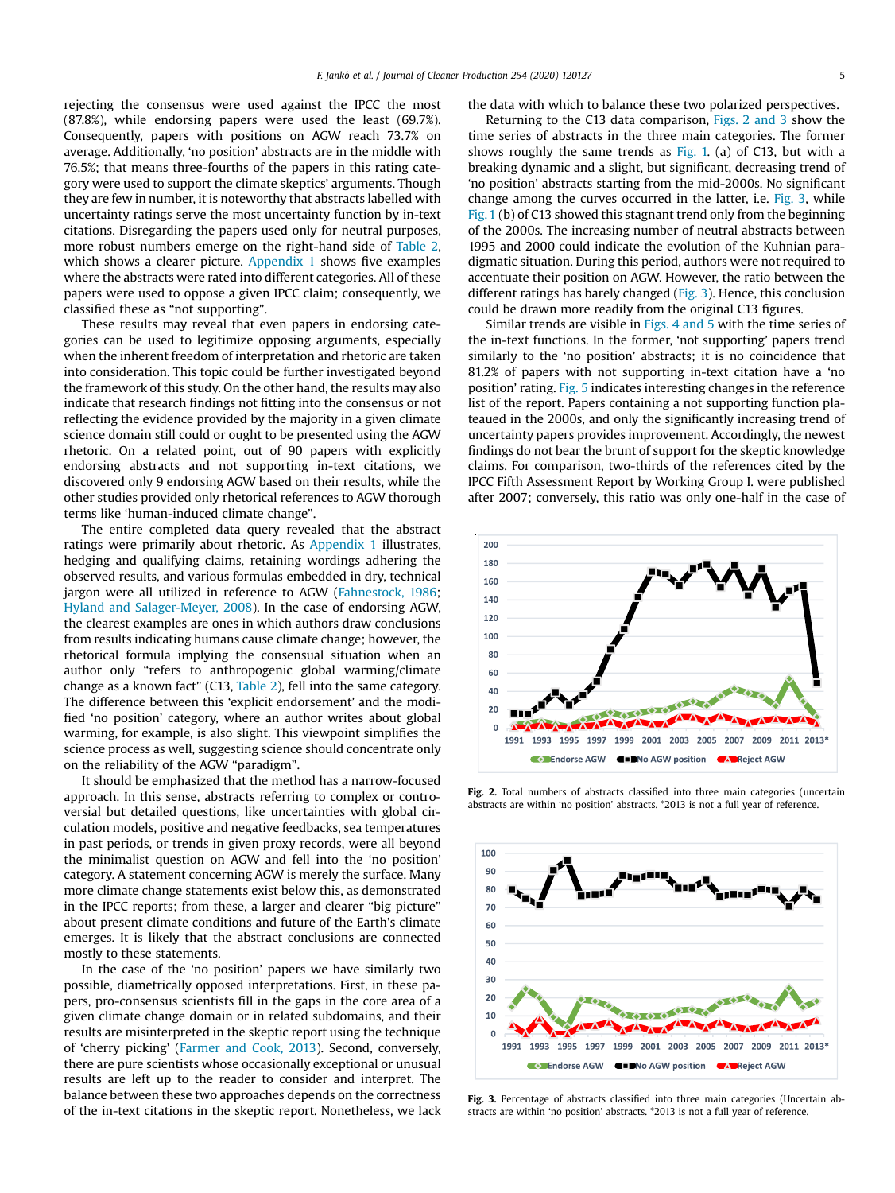rejecting the consensus were used against the IPCC the most (87.8%), while endorsing papers were used the least (69.7%). Consequently, papers with positions on AGW reach 73.7% on average. Additionally, 'no position' abstracts are in the middle with 76.5%; that means three-fourths of the papers in this rating category were used to support the climate skeptics' arguments. Though they are few in number, it is noteworthy that abstracts labelled with uncertainty ratings serve the most uncertainty function by in-text citations. Disregarding the papers used only for neutral purposes, more robust numbers emerge on the right-hand side of Table 2, which shows a clearer picture. Appendix 1 shows five examples where the abstracts were rated into different categories. All of these papers were used to oppose a given IPCC claim; consequently, we classified these as "not supporting".

These results may reveal that even papers in endorsing categories can be used to legitimize opposing arguments, especially when the inherent freedom of interpretation and rhetoric are taken into consideration. This topic could be further investigated beyond the framework of this study. On the other hand, the results may also indicate that research findings not fitting into the consensus or not reflecting the evidence provided by the majority in a given climate science domain still could or ought to be presented using the AGW rhetoric. On a related point, out of 90 papers with explicitly endorsing abstracts and not supporting in-text citations, we discovered only 9 endorsing AGW based on their results, while the other studies provided only rhetorical references to AGW thorough terms like 'human-induced climate change".

The entire completed data query revealed that the abstract ratings were primarily about rhetoric. As Appendix 1 illustrates, hedging and qualifying claims, retaining wordings adhering the observed results, and various formulas embedded in dry, technical jargon were all utilized in reference to AGW (Fahnestock, 1986; Hyland and Salager-Meyer, 2008). In the case of endorsing AGW, the clearest examples are ones in which authors draw conclusions from results indicating humans cause climate change; however, the rhetorical formula implying the consensual situation when an author only "refers to anthropogenic global warming/climate change as a known fact" (C13, Table 2), fell into the same category. The difference between this 'explicit endorsement' and the modified 'no position' category, where an author writes about global warming, for example, is also slight. This viewpoint simplifies the science process as well, suggesting science should concentrate only on the reliability of the AGW "paradigm".

It should be emphasized that the method has a narrow-focused approach. In this sense, abstracts referring to complex or controversial but detailed questions, like uncertainties with global circulation models, positive and negative feedbacks, sea temperatures in past periods, or trends in given proxy records, were all beyond the minimalist question on AGW and fell into the 'no position' category. A statement concerning AGW is merely the surface. Many more climate change statements exist below this, as demonstrated in the IPCC reports; from these, a larger and clearer "big picture" about present climate conditions and future of the Earth's climate emerges. It is likely that the abstract conclusions are connected mostly to these statements.

In the case of the 'no position' papers we have similarly two possible, diametrically opposed interpretations. First, in these papers, pro-consensus scientists fill in the gaps in the core area of a given climate change domain or in related subdomains, and their results are misinterpreted in the skeptic report using the technique of 'cherry picking' (Farmer and Cook, 2013). Second, conversely, there are pure scientists whose occasionally exceptional or unusual results are left up to the reader to consider and interpret. The balance between these two approaches depends on the correctness of the in-text citations in the skeptic report. Nonetheless, we lack the data with which to balance these two polarized perspectives.

Returning to the C13 data comparison, Figs. 2 and 3 show the time series of abstracts in the three main categories. The former shows roughly the same trends as Fig. 1. (a) of C13, but with a breaking dynamic and a slight, but significant, decreasing trend of 'no position' abstracts starting from the mid-2000s. No significant change among the curves occurred in the latter, i.e. Fig. 3, while Fig. 1 (b) of C13 showed this stagnant trend only from the beginning of the 2000s. The increasing number of neutral abstracts between 1995 and 2000 could indicate the evolution of the Kuhnian paradigmatic situation. During this period, authors were not required to accentuate their position on AGW. However, the ratio between the different ratings has barely changed (Fig. 3). Hence, this conclusion could be drawn more readily from the original C13 figures.

Similar trends are visible in Figs. 4 and 5 with the time series of the in-text functions. In the former, 'not supporting' papers trend similarly to the 'no position' abstracts; it is no coincidence that 81.2% of papers with not supporting in-text citation have a 'no position' rating. Fig. 5 indicates interesting changes in the reference list of the report. Papers containing a not supporting function plateaued in the 2000s, and only the significantly increasing trend of uncertainty papers provides improvement. Accordingly, the newest findings do not bear the brunt of support for the skeptic knowledge claims. For comparison, two-thirds of the references cited by the IPCC Fifth Assessment Report by Working Group I. were published after 2007; conversely, this ratio was only one-half in the case of

**Fig. 2.** Total numbers of abstracts classified into three main categories (uncertain abstracts are within 'no position' abstracts. *2013 is not a full year of reference.

**Fig. 3.** Percentage of abstracts classified into three main categories (Uncertain abstracts are within 'no position' abstracts. *2013 is not a full year of reference.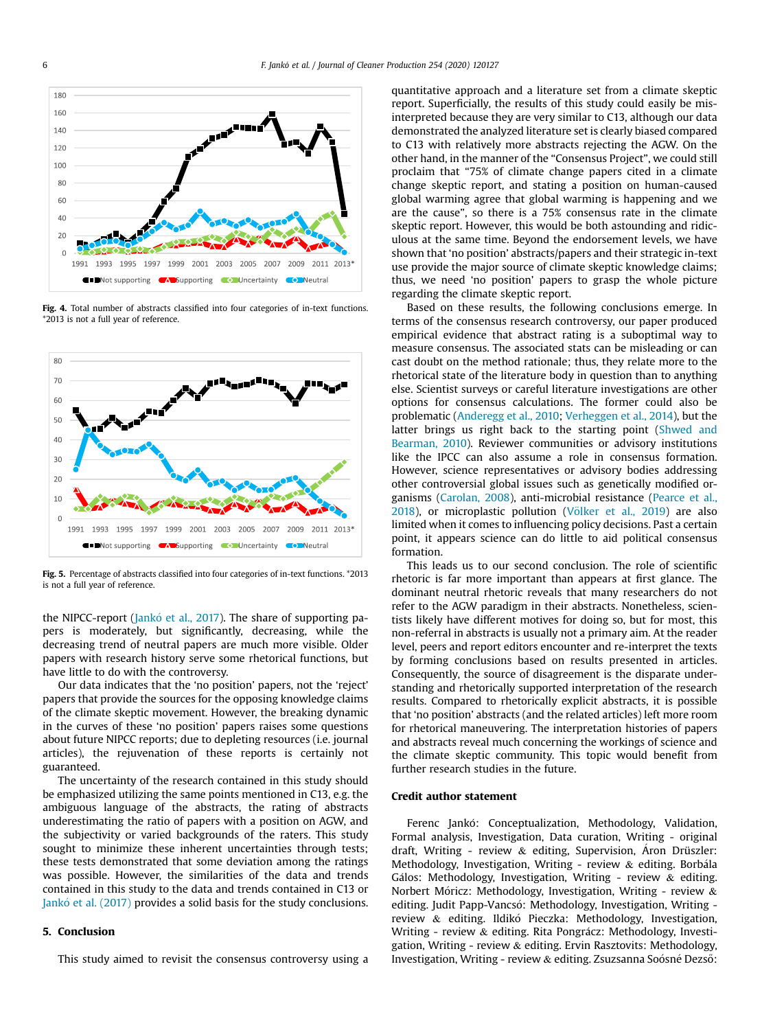**Fig. 4.** Total number of abstracts classified into four categories of in-text functions. *2013 is not a full year of reference.

**Fig. 5.** Percentage of abstracts classified into four categories of in-text functions. *2013 is not a full year of reference.

the NIPCC-report (Jankó et al., 2017). The share of supporting papers is moderately, but significantly, decreasing, while the decreasing trend of neutral papers are much more visible. Older papers with research history serve some rhetorical functions, but have little to do with the controversy.

Our data indicates that the 'no position' papers, not the 'reject' papers that provide the sources for the opposing knowledge claims of the climate skeptic movement. However, the breaking dynamic in the curves of these 'no position' papers raises some questions about future NIPCC reports; due to depleting resources (i.e. journal articles), the rejuvenation of these reports is certainly not guaranteed.

The uncertainty of the research contained in this study should be emphasized utilizing the same points mentioned in C13, e.g. the ambiguous language of the abstracts, the rating of abstracts underestimating the ratio of papers with a position on AGW, and the subjectivity or varied backgrounds of the raters. This study sought to minimize these inherent uncertainties through tests; these tests demonstrated that some deviation among the ratings was possible. However, the similarities of the data and trends contained in this study to the data and trends contained in C13 or Jankó et al. (2017) provides a solid basis for the study conclusions.

## 5. Conclusion

This study aimed to revisit the consensus controversy using a quantitative approach and a literature set from a climate skeptic report. Superficially, the results of this study could easily be misinterpreted because they are very similar to C13, although our data demonstrated the analyzed literature set is clearly biased compared to C13 with relatively more abstracts rejecting the AGW. On the other hand, in the manner of the "Consensus Project", we could still proclaim that "75% of climate change papers cited in a climate change skeptic report, and stating a position on human-caused global warming agree that global warming is happening and we are the cause", so there is a 75% consensus rate in the climate skeptic report. However, this would be both astounding and ridiculous at the same time. Beyond the endorsement levels, we have shown that 'no position' abstracts/papers and their strategic in-text use provide the major source of climate skeptic knowledge claims; thus, we need 'no position' papers to grasp the whole picture regarding the climate skeptic report.

Based on these results, the following conclusions emerge. In terms of the consensus research controversy, our paper produced empirical evidence that abstract rating is a suboptimal way to measure consensus. The associated stats can be misleading or can cast doubt on the method rationale; thus, they relate more to the rhetorical state of the literature body in question than to anything else. Scientist surveys or careful literature investigations are other options for consensus calculations. The former could also be problematic (Anderegg et al., 2010; Verheggen et al., 2014), but the latter brings us right back to the starting point (Shwed and Bearman, 2010). Reviewer communities or advisory institutions like the IPCC can also assume a role in consensus formation. However, science representatives or advisory bodies addressing other controversial global issues such as genetically modified organisms (Carolan, 2008), anti-microbial resistance (Pearce et al., 2018), or microplastic pollution (Völker et al., 2019) are also limited when it comes to influencing policy decisions. Past a certain point, it appears science can do little to aid political consensus formation.

This leads us to our second conclusion. The role of scientific rhetoric is far more important than appears at first glance. The dominant neutral rhetoric reveals that many researchers do not refer to the AGW paradigm in their abstracts. Nonetheless, scientists likely have different motives for doing so, but for most, this non-referral in abstracts is usually not a primary aim. At the reader level, peers and report editors encounter and re-interpret the texts by forming conclusions based on results presented in articles. Consequently, the source of disagreement is the disparate understanding and rhetorically supported interpretation of the research results. Compared to rhetorically explicit abstracts, it is possible that 'no position' abstracts (and the related articles) left more room for rhetorical maneuvering. The interpretation histories of papers and abstracts reveal much concerning the workings of science and the climate skeptic community. This topic would benefit from further research studies in the future.

## Credit author statement

Ferenc Jankó: Conceptualization, Methodology, Validation, Formal analysis, Investigation, Data curation, Writing - original draft, Writing - review & editing, Supervision, Áron Drüszler: Methodology, Investigation, Writing - review & editing. Borbála Gálos: Methodology, Investigation, Writing - review & editing. Norbert Móricz: Methodology, Investigation, Writing - review & editing. Judit Papp-Vancsó: Methodology, Investigation, Writing - review & editing. Ildikó Pieczka: Methodology, Investigation, Writing - review & editing. Rita Pongrácz: Methodology, Investigation, Writing - review & editing. Ervin Rasztovits: Methodology, Investigation, Writing - review & editing. Zsuzsanna Soósné Dezső: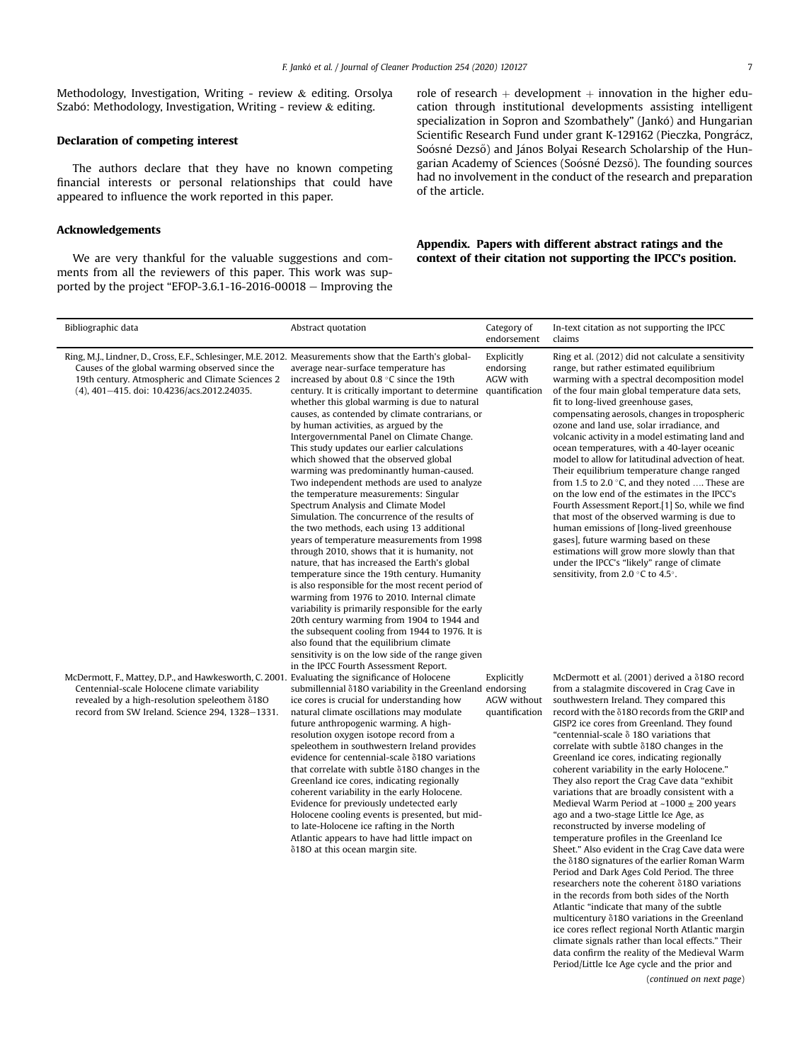Methodology, Investigation, Writing - review & editing. Orsolya Szabó: Methodology, Investigation, Writing - review & editing.

## Declaration of competing interest

The authors declare that they have no known competing financial interests or personal relationships that could have appeared to influence the work reported in this paper.

## Acknowledgements

We are very thankful for the valuable suggestions and comments from all the reviewers of this paper. This work was supported by the project "EFOP-3.6.1-16-2016-00018 – Improving the role of research + development + innovation in the higher education through institutional developments assisting intelligent specialization in Sopron and Szombathely" (Jankó) and Hungarian Scientific Research Fund under grant K-129162 (Pieczka, Pongrácz, Soósné Dezső) and János Bolyai Research Scholarship of the Hungarian Academy of Sciences (Soósné Dezső). The founding sources had no involvement in the conduct of the research and preparation of the article.

## Appendix. Papers with different abstract ratings and the context of their citation not supporting the IPCC's position.

| Bibliographic data | Abstract quotation | Category of endorsement | In-text citation as not supporting the IPCC claims |
|---|---|---|---|
| Ring, M.J., Lindner, D., Cross, E.F., Schlesinger, M.E. 2012. Causes of the global warming observed since the 19th century. Atmospheric and Climate Sciences 2 (4), 401–415. doi: 10.4236/acs.2012.24035. | Measurements show that the Earth's global-average near-surface temperature has increased by about 0.8 °C since the 19th century. It is critically important to determine whether this global warming is due to natural causes, as contended by climate contrarians, or by human activities, as argued by the Intergovernmental Panel on Climate Change. This study updates our earlier calculations which showed that the observed global warming was predominantly human-caused. Two independent methods are used to analyze the temperature measurements: Singular Spectrum Analysis and Climate Model Simulation. The concurrence of the results of the two methods, each using 13 additional years of temperature measurements from 1998 through 2010, shows that it is humanity, not nature, that has increased the Earth's global temperature since the 19th century. Humanity is also responsible for the most recent period of warming from 1976 to 2010. Internal climate variability is primarily responsible for the early 20th century warming from 1904 to 1944 and the subsequent cooling from 1944 to 1976. It is also found that the equilibrium climate sensitivity is on the low side of the range given in the IPCC Fourth Assessment Report. | Explicitly endorsing AGW with quantification | Ring et al. (2012) did not calculate a sensitivity range, but rather estimated equilibrium warming with a spectral decomposition model of the four main global temperature data sets, fit to long-lived greenhouse gases, compensating aerosols, changes in tropospheric ozone and land use, solar irradiance, and volcanic activity in a model estimating land and ocean temperatures, with a 40-layer oceanic model to allow for latitudinal advection of heat. Their equilibrium temperature change ranged from 1.5 to 2.0 °C, and they noted …. These are on the low end of the estimates in the IPCC's Fourth Assessment Report.[1] So, while we find that most of the observed warming is due to human emissions of [long-lived greenhouse gases], future warming based on these estimations will grow more slowly than that under the IPCC's "likely" range of climate sensitivity, from 2.0 °C to 4.5°. |
| McDermott, F., Mattey, D.P., and Hawkesworth, C. 2001. Centennial-scale Holocene climate variability revealed by a high-resolution speleothem δ18O record from SW Ireland. Science 294, 1328–1331. | Evaluating the significance of Holocene submillennial δ18O variability in the Greenland ice cores is crucial for understanding how natural climate oscillations may modulate future anthropogenic warming. A high-resolution oxygen isotope record from a speleothem in southwestern Ireland provides evidence for centennial-scale δ18O variations that correlate with subtle δ18O changes in the Greenland ice cores, indicating regionally coherent variability in the early Holocene. Evidence for previously undetected early Holocene cooling events is presented, but mid- to late-Holocene ice rafting in the North Atlantic appears to have had little impact on δ18O at this ocean margin site. | Explicitly endorsing AGW without quantification | McDermott et al. (2001) derived a δ18O record from a stalagmite discovered in Crag Cave in southwestern Ireland. They compared this record with the δ18O records from the GRIP and GISP2 ice cores from Greenland. They found "centennial-scale δ 18O variations that correlate with subtle δ18O changes in the Greenland ice cores, indicating regionally coherent variability in the early Holocene." They also report the Crag Cave data "exhibit variations that are broadly consistent with a Medieval Warm Period at ~1000 ± 200 years ago and a two-stage Little Ice Age, as reconstructed by inverse modeling of temperature profiles in the Greenland Ice Sheet." Also evident in the Crag Cave data were the δ18O signatures of the earlier Roman Warm Period and Dark Ages Cold Period. The three researchers note the coherent δ18O variations in the records from both sides of the North Atlantic "indicate that many of the subtle multicentury δ18O variations in the Greenland ice cores reflect regional North Atlantic margin climate signals rather than local effects." Their data confirm the reality of the Medieval Warm Period/Little Ice Age cycle and the prior and |

(continued on next page)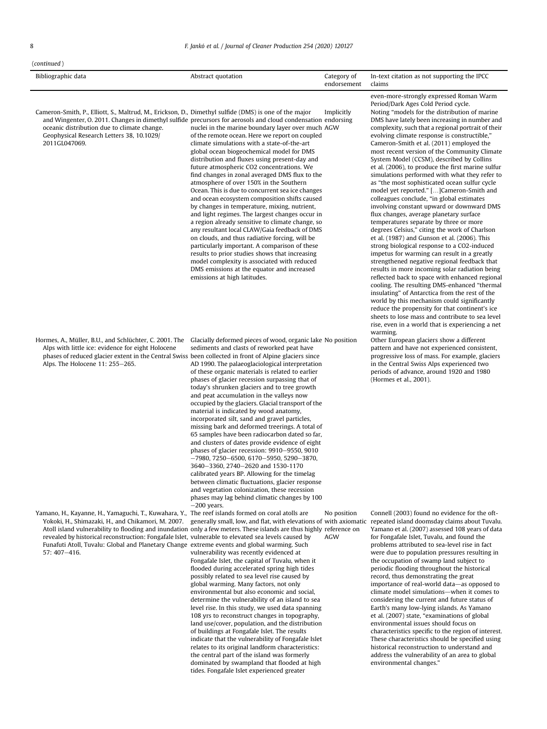(*continued*)

| Bibliographic data | Abstract quotation | Category of endorsement | In-text citation as not supporting the IPCC claims |
|---|---|---|---|
| | | | even-more-strongly expressed Roman Warm Period/Dark Ages Cold Period cycle. |
| Cameron-Smith, P., Elliott, S., Maltrud, M., Erickson, D., and Wingenter, O. 2011. Changes in dimethyl sulfide oceanic distribution due to climate change. Geophysical Research Letters 38, 10.1029/2011GL047069. | Dimethyl sulfide (DMS) is one of the major precursors for aerosols and cloud condensation nuclei in the marine boundary layer over much of the remote ocean. Here we report on coupled climate simulations with a state-of-the-art global ocean biogeochemical model for DMS distribution and fluxes using present-day and future atmospheric CO2 concentrations. We find changes in zonal averaged DMS flux to the atmosphere of over 150% in the Southern Ocean. This is due to concurrent sea ice changes and ocean ecosystem composition shifts caused by changes in temperature, mixing, nutrient, and light regimes. The largest changes occur in a region already sensitive to climate change, so any resultant local CLAW/Gaia feedback of DMS on clouds, and thus radiative forcing, will be particularly important. A comparison of these results to prior studies shows that increasing model complexity is associated with reduced DMS emissions at the equator and increased emissions at high latitudes. | Implicitly endorsing AGW | Noting "models for the distribution of marine DMS have lately been increasing in number and complexity, such that a regional portrait of their evolving climate response is constructible," Cameron-Smith et al. (2011) employed the most recent version of the Community Climate System Model (CCSM), described by Collins et al. (2006), to produce the first marine sulfur simulations performed with what they refer to as "the most sophisticated ocean sulfur cycle model yet reported." [...]Cameron-Smith and colleagues conclude, "in global estimates involving constant upward or downward DMS flux changes, average planetary surface temperatures separate by three or more degrees Celsius," citing the work of Charlson et al. (1987) and Gunson et al. (2006). This strong biological response to a CO2-induced impetus for warming can result in a greatly strengthened negative regional feedback that results in more incoming solar radiation being reflected back to space with enhanced regional cooling. The resulting DMS-enhanced "thermal insulating" of Antarctica from the rest of the world by this mechanism could significantly reduce the propensity for that continent's ice sheets to lose mass and contribute to sea level rise, even in a world that is experiencing a net warming. |
| Hormes, A., Müller, B.U., and Schlüchter, C. 2001. The Alps with little ice: evidence for eight Holocene phases of reduced glacier extent in the Central Swiss Alps. The Holocene 11: 255–265. | Glacially deformed pieces of wood, organic lake sediments and clasts of reworked peat have been collected in front of Alpine glaciers since AD 1990. The palaeoglaciological interpretation of these organic materials is related to earlier phases of glacier recession surpassing that of today's shrunken glaciers and to tree growth and peat accumulation in the valleys now occupied by the glaciers. Glacial transport of the material is indicated by wood anatomy, incorporated silt, sand and gravel particles, missing bark and deformed treerings. A total of 65 samples have been radiocarbon dated so far, and clusters of dates provide evidence of eight phases of glacier recession: 9910–9550, 9010–7980, 7250–6500, 6170–5950, 5290–3870, 3640–3360, 2740–2620 and 1530-1170 calibrated years BP. Allowing for the timelag between climatic fluctuations, glacier response and vegetation colonization, these recession phases may lag behind climatic changes by 100–200 years. | No position | Other European glaciers show a different pattern and have not experienced consistent, progressive loss of mass. For example, glaciers in the Central Swiss Alps experienced two periods of advance, around 1920 and 1980 (Hormes et al., 2001). |
| Yamano, H., Kayanne, H., Yamaguchi, T., Kuwahara, Y., Yokoki, H., Shimazaki, H., and Chikamori, M. 2007. Atoll island vulnerability to flooding and inundation revealed by historical reconstruction: Fongafale Islet, Funafuti Atoll, Tuvalu: Global and Planetary Change 57: 407–416. | The reef islands formed on coral atolls are generally small, low, and flat, with elevations of only a few meters. These islands are thus highly vulnerable to elevated sea levels caused by extreme events and global warming. Such vulnerability was recently evidenced at Fongafale Islet, the capital of Tuvalu, when it flooded during accelerated spring high tides possibly related to sea level rise caused by global warming. Many factors, not only environmental but also economic and social, determine the vulnerability of an island to sea level rise. In this study, we used data spanning 108 yrs to reconstruct changes in topography, land use/cover, population, and the distribution of buildings at Fongafale Islet. The results indicate that the vulnerability of Fongafale Islet relates to its original landform characteristics: the central part of the island was formerly dominated by swampland that flooded at high tides. Fongafale Islet experienced greater | No position with axiomatic reference on AGW | Connell (2003) found no evidence for the oft-repeated island doomsday claims about Tuvalu. Yamano et al. (2007) assessed 108 years of data for Fongafale Islet, Tuvalu, and found the problems attributed to sea-level rise in fact were due to population pressures resulting in the occupation of swamp land subject to periodic flooding throughout the historical record, thus demonstrating the great importance of real-world data—as opposed to climate model simulations—when it comes to considering the current and future status of Earth's many low-lying islands. As Yamano et al. (2007) state, "examinations of global environmental issues should focus on characteristics specific to the region of interest. These characteristics should be specified using historical reconstruction to understand and address the vulnerability of an area to global environmental changes." |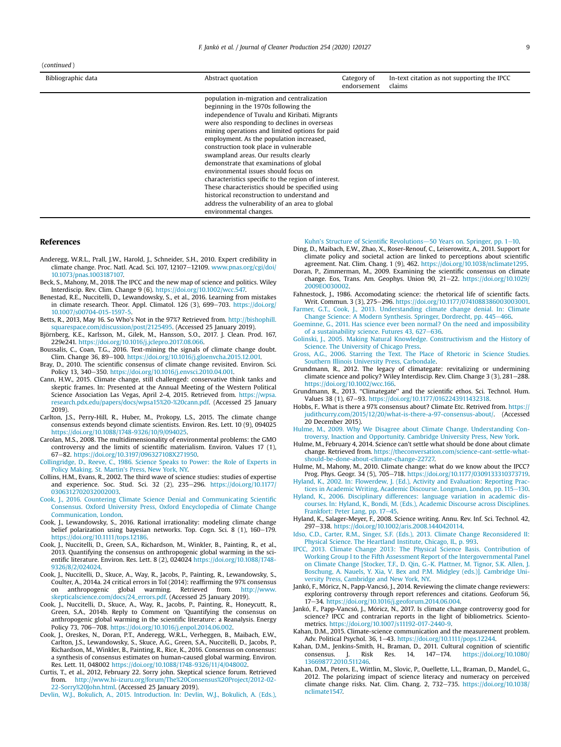(*continued*)

| Bibliographic data | Abstract quotation | Category of endorsement | In-text citation as not supporting the IPCC claims |
| --- | --- | --- | --- |
| | population in-migration and centralization beginning in the 1970s following the independence of Tuvalu and Kiribati. Migrants were also responding to declines in overseas mining operations and limited options for paid employment. As the population increased, construction took place in vulnerable swampland areas. Our results clearly demonstrate that examinations of global environmental issues should focus on characteristics specific to the region of interest. These characteristics should be specified using historical reconstruction to understand and address the vulnerability of an area to global environmental changes. | | |

## References

Anderegg, W.R.L., Prall, J.W., Harold, J., Schneider, S.H., 2010. Expert credibility in climate change. Proc. Natl. Acad. Sci. 107, 12107–12109. www.pnas.org/cgi/doi/10.1073/pnas.1003187107.

Beck, S., Mahony, M., 2018. The IPCC and the new map of science and politics. Wiley Interdiscip. Rev. Clim. Change 9 (6). https://doi.org/10.1002/wcc.547.

Benestad, R.E., Nuccitelli, D., Lewandowsky, S., et al., 2016. Learning from mistakes in climate research. Theor. Appl. Climatol. 126 (3), 699–703. https://doi.org/10.1007/s00704-015-1597-5.

Betts, R., 2013, May 16. So Who's Not in the 97%? Retrieved from. http://bishophill.squarespace.com/discussion/post/2125495. (Accessed 25 January 2019).

Björnberg, K.E., Karlsson, M., Gilek, M., Hansson, S.O., 2017. J. Clean. Prod. 167, 229e241. https://doi.org/10.1016/j.jclepro.2017.08.066.

Boussalis, C., Coan, T.G., 2016. Text-mining the signals of climate change doubt. Clim. Change 36, 89–100. https://doi.org/10.1016/j.gloenvcha.2015.12.001.

Bray, D., 2010. The scientific consensus of climate change revisited. Environ. Sci. Policy 13, 340–350. https://doi.org/10.1016/j.envsci.2010.04.001.

Cann, H.W., 2015. Climate change, still challenged: conservative think tanks and skeptic frames. In: Presented at the Annual Meeting of the Western Political Science Association Las Vegas, April 2-4, 2015. Retrieved from. https://wpsa.research.pdx.edu/papers/docs/wpsa15%20-%20cann.pdf. (Accessed 25 January 2019).

Carlton, J.S., Perry-Hill, R., Huber, M., Prokopy, L.S., 2015. The climate change consensus extends beyond climate scientists. Environ. Res. Lett. 10 (9), 094025 https://doi.org/10.1088/1748-9326/10/9/094025.

Carolan, M.S., 2008. The multidimensionality of environmental problems: the GMO controversy and the limits of scientific materialism. Environ. Values 17 (1), 67–82. https://doi.org/10.3197/096327108X271950.

Collingridge, D., Reeve, C., 1986. Science Speaks to Power: the Role of Experts in Policy Making. St. Martin's Press, New York, NY.

Collins, H.M., Evans, R., 2002. The third wave of science studies: studies of expertise and experience. Soc. Stud. Sci. 32 (2), 235–296. https://doi.org/10.1177/0306312702032002003.

Cook, J., 2016. Countering Climate Science Denial and Communicating Scientific Consensus. Oxford University Press, Oxford Encyclopedia of Climate Change Communication, London.

Cook, J., Lewandowsky, S., 2016. Rational irrationality: modeling climate change belief polarization using bayesian networks. Top. Cogn. Sci. 8 (1), 160–179. https://doi.org/10.1111/tops.12186.

Cook, J., Nuccitelli, D., Green, S.A., Richardson, M., Winkler, B., Painting, R., et al., 2013. Quantifying the consensus on anthropogenic global warming in the scientific literature. Environ. Res. Lett. 8 (2), 024024 https://doi.org/10.1088/1748-9326/8/2/024024.

Cook, J., Nuccitelli, D., Skuce, A., Way, R., Jacobs, P., Painting, R., Lewandowsky, S., Coulter, A., 2014a. 24 critical errors in Tol (2014): reaffirming the 97% consensus on anthropogenic global warming. Retrieved from. http://www.skepticalscience.com/docs/24_errors.pdf. (Accessed 25 January 2019).

Cook, J., Nuccitelli, D., Skuce, A., Way, R., Jacobs, P., Painting, R., Honeycutt, R., Green, S.A., 2014b. Reply to Comment on 'Quantifying the consensus on anthropogenic global warming in the scientific literature: a Reanalysis. Energy Policy 73, 706–708. https://doi.org/10.1016/j.enpol.2014.06.002.

Cook, J., Oreskes, N., Doran, P.T., Anderegg, W.R.L., Verheggen, B., Maibach, E.W., Carlton, J.S., Lewandowsky, S., Skuce, A.G., Green, S.A., Nuccitelli, D., Jacobs, P., Richardson, M., Winkler, B., Painting, R., Rice, K., 2016. Consensus on consensus: a synthesis of consensus estimates on human-caused global warming. Environ. Res. Lett. 11, 048002 https://doi.org/10.1088/1748-9326/11/4/048002.

Curtis, T., et al., 2012, February 22. Sorry john. Skeptical science forum. Retrieved from. http://www.hi-izuru.org/forum/The%20Consensus%20Project/2012-02-22-Sorry%20John.html. (Accessed 25 January 2019).

Devlin, W.J., Bokulich, A., 2015. Introduction. In: Devlin, W.J., Bokulich, A. (Eds.), Kuhn's Structure of Scientific Revolutions—50 Years on. Springer, pp. 1–10.

Ding, D., Maibach, E.W., Zhao, X., Roser-Renouf, C., Leiserowitz, A., 2011. Support for climate policy and societal action are linked to perceptions about scientific agreement. Nat. Clim. Chang. 1 (9), 462. https://doi.org/10.1038/nclimate1295.

Doran, P., Zimmerman, M., 2009. Examining the scientific consensus on climate change. Eos, Trans. Am. Geophys. Union 90, 21–22. https://doi.org/10.1029/2009EO030002.

Fahnestock, J., 1986. Accomodating science: the rhetorical life of scientific facts. Writ. Commun. 3 (3), 275–296. https://doi.org/10.1177/0741088386003003001.

Farmer, G.T., Cook, J., 2013. Understanding climate change denial. In: Climate Change Science: A Modern Synthesis. Springer, Dordrecht, pp. 445–466.

Goeminne, G., 2011. Has science ever been normal? On the need and impossibility of a sustainability science. Futures 43, 627–636.

Golinski, J., 2005. Making Natural Knowledge. Constructivism and the History of Science. The University of Chicago Press.

Gross, A.G., 2006. Starring the Text. The Place of Rhetoric in Science Studies. Southern Illinois University Press, Carbondale.

Grundmann, R., 2012. The legacy of climategate: revitalizing or undermining climate science and policy? Wiley Interdiscip. Rev. Clim. Change 3 (3), 281–288. https://doi.org/10.1002/wcc.166.

Grundmann, R., 2013. "Climategate" and the scientific ethos. Sci. Technol. Hum. Values 38 (1), 67–93. https://doi.org/10.1177/0162243911432318.

Hobbs, F.. What is there a 97% consensus about? Climate Etc. Retrived from. https://judithcurry.com/2015/12/20/what-is-there-a-97-consensus-about/. (Accessed 20 December 2015).

Hulme, M., 2009. Why We Disagree about Climate Change. Understanding Controversy, Inaction and Opportunity. Cambridge University Press, New York.

Hulme, M., February 4, 2014. Science can't settle what should be done about climate change. Retrieved from. https://theconversation.com/science-cant-settle-what-should-be-done-about-climate-change-22727.

Hulme, M., Mahony, M., 2010. Climate change: what do we know about the IPCC? Prog. Phys. Geogr. 34 (5), 705–718. https://doi.org/10.1177/0309133310373719.

Hyland, K., 2002. In: Flowerdew, J. (Ed.), Activity and Evaluation: Reporting Practices in Academic Writing, Academic Discourse. Longman, London, pp. 115–130.

Hyland, K., 2006. Disciplinary differences: language variation in academic discourses. In: Hyland, K., Bondi, M. (Eds.), Academic Discourse across Disciplines. Frankfort: Peter Lang, pp. 17–45.

Hyland, K., Salager-Meyer, F., 2008. Science writing. Annu. Rev. Inf. Sci. Technol. 42, 297–338. https://doi.org/10.1002/aris.2008.1440420114.

Idso, C.D., Carter, R.M., Singer, S.F. (Eds.), 2013. Climate Change Reconsidered II: Physical Science. The Heartland Institute, Chicago, IL, p. 993.

IPCC, 2013. Climate Change 2013: The Physical Science Basis. Contribution of Working Group I to the Fifth Assessment Report of the Intergovernmental Panel on Climate Change [Stocker, T.F., D. Qin, G.-K. Plattner, M. Tignor, S.K. Allen, J. Boschung, A. Nauels, Y. Xia, V. Bex and P.M. Midgley (eds.)]. Cambridge University Press, Cambridge and New York, NY.

Jankó, F., Móricz, N., Papp-Vancsó, J., 2014. Reviewing the climate change reviewers: exploring controversy through report references and citations. Geoforum 56, 17–34. https://doi.org/10.1016/j.geoforum.2014.06.004.

Jankó, F., Papp-Vancsó, J., Móricz, N., 2017. Is climate change controversy good for science? IPCC and contrarian reports in the light of bibliometrics. Scientometrics. https://doi.org/10.1007/s11192-017-2440-9.

Kahan, D.M., 2015. Climate-science communication and the measurement problem. Adv. Political Psychol. 36, 1–43. https://doi.org/10.1111/pops.12244.

Kahan, D.M., Jenkins-Smith, H., Braman, D., 2011. Cultural cognition of scientific consensus. J. Risk Res. 14, 147–174. https://doi.org/10.1080/13669877.2010.511246.

Kahan, D.M., Peters, E., Wittlin, M., Slovic, P., Ouellette, L.L., Braman, D., Mandel, G., 2012. The polarizing impact of science literacy and numeracy on perceived climate change risks. Nat. Clim. Chang. 2, 732–735. https://doi.org/10.1038/nclimate1547.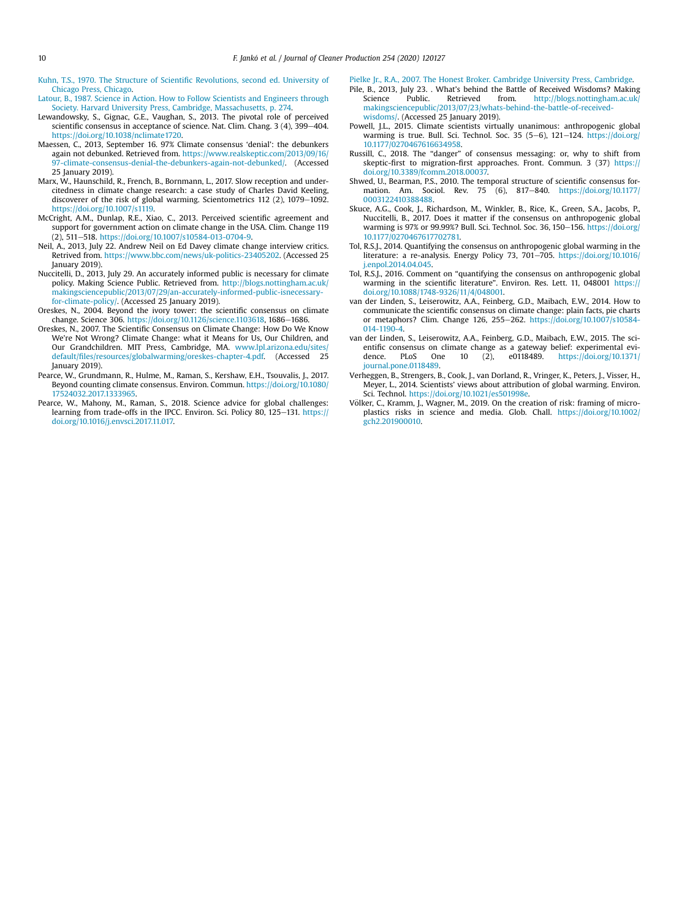Kuhn, T.S., 1970. The Structure of Scientific Revolutions, second ed. University of Chicago Press, Chicago.

Latour, B., 1987. Science in Action. How to Follow Scientists and Engineers through Society. Harvard University Press, Cambridge, Massachusetts, p. 274.

Lewandowsky, S., Gignac, G.E., Vaughan, S., 2013. The pivotal role of perceived scientific consensus in acceptance of science. Nat. Clim. Chang. 3 (4), 399–404. https://doi.org/10.1038/nclimate1720.

Maessen, C., 2013, September 16. 97% Climate consensus 'denial': the debunkers again not debunked. Retrieved from. https://www.realskeptic.com/2013/09/16/97-climate-consensus-denial-the-debunkers-again-not-debunked/. (Accessed 25 January 2019).

Marx, W., Haunschild, R., French, B., Bornmann, L., 2017. Slow reception and under-citedness in climate change research: a case study of Charles David Keeling, discoverer of the risk of global warming. Scientometrics 112 (2), 1079–1092. https://doi.org/10.1007/s1119.

McCright, A.M., Dunlap, R.E., Xiao, C., 2013. Perceived scientific agreement and support for government action on climate change in the USA. Clim. Change 119 (2), 511–518. https://doi.org/10.1007/s10584-013-0704-9.

Neil, A., 2013, July 22. Andrew Neil on Ed Davey climate change interview critics. Retrived from. https://www.bbc.com/news/uk-politics-23405202. (Accessed 25 January 2019).

Nuccitelli, D., 2013, July 29. An accurately informed public is necessary for climate policy. Making Science Public. Retrieved from. http://blogs.nottingham.ac.uk/makingsciencepublic/2013/07/29/an-accurately-informed-public-isnecessary-for-climate-policy/. (Accessed 25 January 2019).

Oreskes, N., 2004. Beyond the ivory tower: the scientific consensus on climate change. Science 306. https://doi.org/10.1126/science.1103618, 1686–1686.

Oreskes, N., 2007. The Scientific Consensus on Climate Change: How Do We Know We're Not Wrong? Climate Change: what it Means for Us, Our Children, and Our Grandchildren. MIT Press, Cambridge, MA. www.lpl.arizona.edu/sites/default/files/resources/globalwarming/oreskes-chapter-4.pdf. (Accessed 25 January 2019).

Pearce, W., Grundmann, R., Hulme, M., Raman, S., Kershaw, E.H., Tsouvalis, J., 2017. Beyond counting climate consensus. Environ. Commun. https://doi.org/10.1080/17524032.2017.1333965.

Pearce, W., Mahony, M., Raman, S., 2018. Science advice for global challenges: learning from trade-offs in the IPCC. Environ. Sci. Policy 80, 125–131. https://doi.org/10.1016/j.envsci.2017.11.017.

Pielke Jr., R.A., 2007. The Honest Broker. Cambridge University Press, Cambridge.

Pile, B., 2013, July 23. . What's behind the Battle of Received Wisdoms? Making Science Public. Retrieved from. http://blogs.nottingham.ac.uk/makingsciencepublic/2013/07/23/whats-behind-the-battle-of-received-wisdoms/. (Accessed 25 January 2019).

Powell, J.L., 2015. Climate scientists virtually unanimous: anthropogenic global warming is true. Bull. Sci. Technol. Soc. 35 (5–6), 121–124. https://doi.org/10.1177/0270467616634958.

Russill, C., 2018. The "danger" of consensus messaging: or, why to shift from skeptic-first to migration-first approaches. Front. Commun. 3 (37) https://doi.org/10.3389/fcomm.2018.00037.

Shwed, U., Bearman, P.S., 2010. The temporal structure of scientific consensus formation. Am. Sociol. Rev. 75 (6), 817–840. https://doi.org/10.1177/0003122410388488.

Skuce, A.G., Cook, J., Richardson, M., Winkler, B., Rice, K., Green, S.A., Jacobs, P., Nuccitelli, B., 2017. Does it matter if the consensus on anthropogenic global warming is 97% or 99.99%? Bull. Sci. Technol. Soc. 36, 150–156. https://doi.org/10.1177/0270467617702781.

Tol, R.S.J., 2014. Quantifying the consensus on anthropogenic global warming in the literature: a re-analysis. Energy Policy 73, 701–705. https://doi.org/10.1016/j.enpol.2014.04.045.

Tol, R.S.J., 2016. Comment on "quantifying the consensus on anthropogenic global warming in the scientific literature". Environ. Res. Lett. 11, 048001 https://doi.org/10.1088/1748-9326/11/4/048001.

van der Linden, S., Leiserowitz, A.A., Feinberg, G.D., Maibach, E.W., 2014. How to communicate the scientific consensus on climate change: plain facts, pie charts or metaphors? Clim. Change 126, 255–262. https://doi.org/10.1007/s10584-014-1190-4.

van der Linden, S., Leiserowitz, A.A., Feinberg, G.D., Maibach, E.W., 2015. The scientific consensus on climate change as a gateway belief: experimental evidence. PLoS One 10 (2), e0118489. https://doi.org/10.1371/journal.pone.0118489.

Verheggen, B., Strengers, B., Cook, J., van Dorland, R., Vringer, K., Peters, J., Visser, H., Meyer, L., 2014. Scientists' views about attribution of global warming. Environ. Sci. Technol. https://doi.org/10.1021/es501998e.

Völker, C., Kramm, J., Wagner, M., 2019. On the creation of risk: framing of microplastics risks in science and media. Glob. Chall. https://doi.org/10.1002/gch2.201900010.